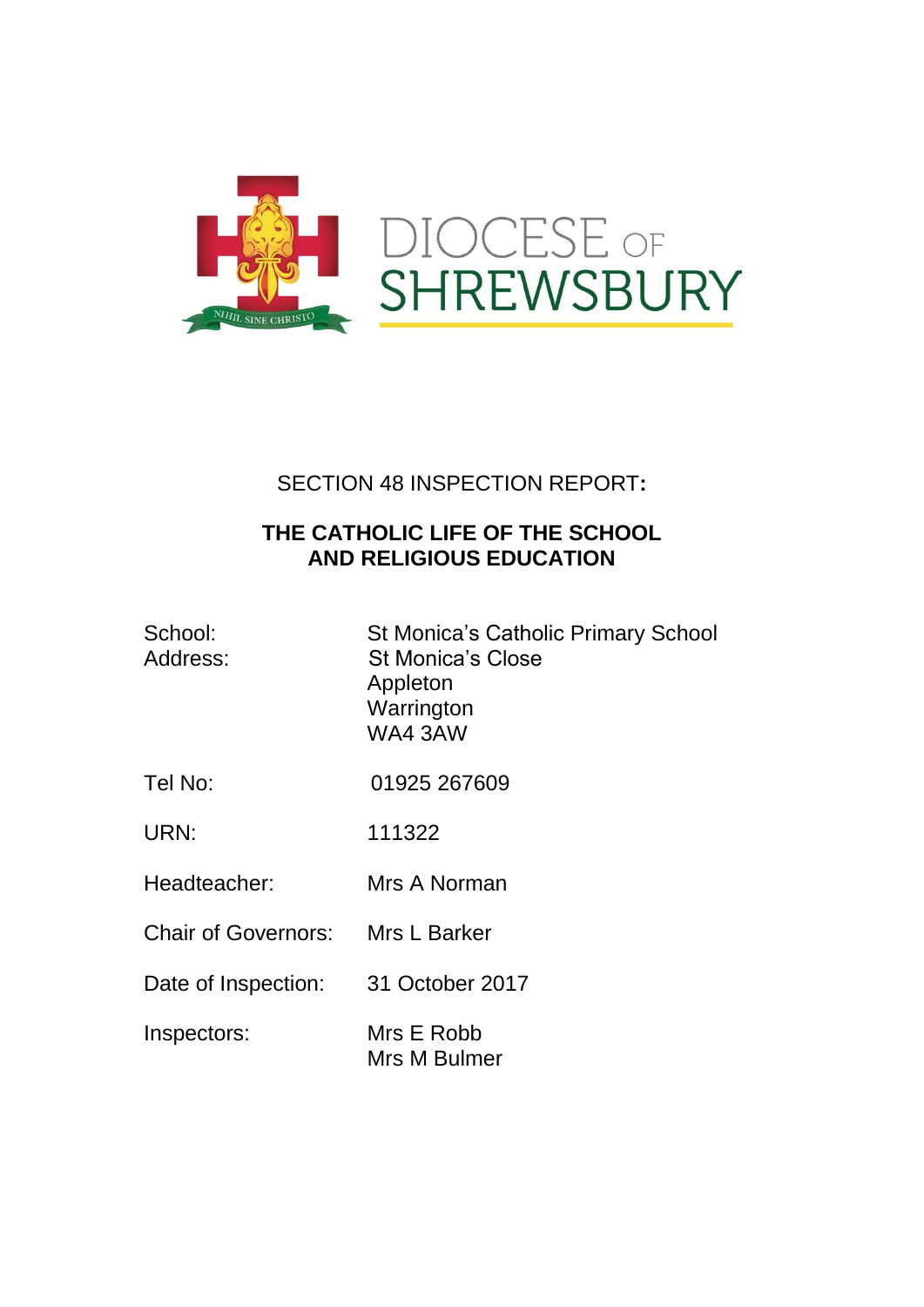DIOCESE OF SHREWSBURY

NIHIL SINE CHRISTO

SECTION 48 INSPECTION REPORT**:**

**THE CATHOLIC LIFE OF THE SCHOOL AND RELIGIOUS EDUCATION**

| | |
|---|---|
| School: | St Monica's Catholic Primary School |
| Address: | St Monica's Close<br>Appleton<br>Warrington<br>WA4 3AW |
| Tel No: | 01925 267609 |
| URN: | 111322 |
| Headteacher: | Mrs A Norman |
| Chair of Governors: | Mrs L Barker |
| Date of Inspection: | 31 October 2017 |
| Inspectors: | Mrs E Robb<br>Mrs M Bulmer |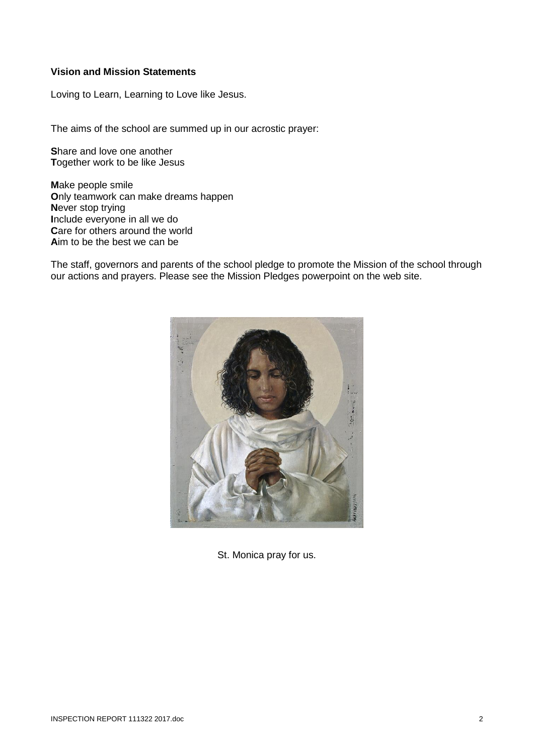**Vision and Mission Statements**

Loving to Learn, Learning to Love like Jesus.

The aims of the school are summed up in our acrostic prayer:

**S**hare and love one another
**T**ogether work to be like Jesus

**M**ake people smile
**O**nly teamwork can make dreams happen
**N**ever stop trying
**I**nclude everyone in all we do
**C**are for others around the world
**A**im to be the best we can be

The staff, governors and parents of the school pledge to promote the Mission of the school through our actions and prayers. Please see the Mission Pledges powerpoint on the web site.

St. Monica pray for us.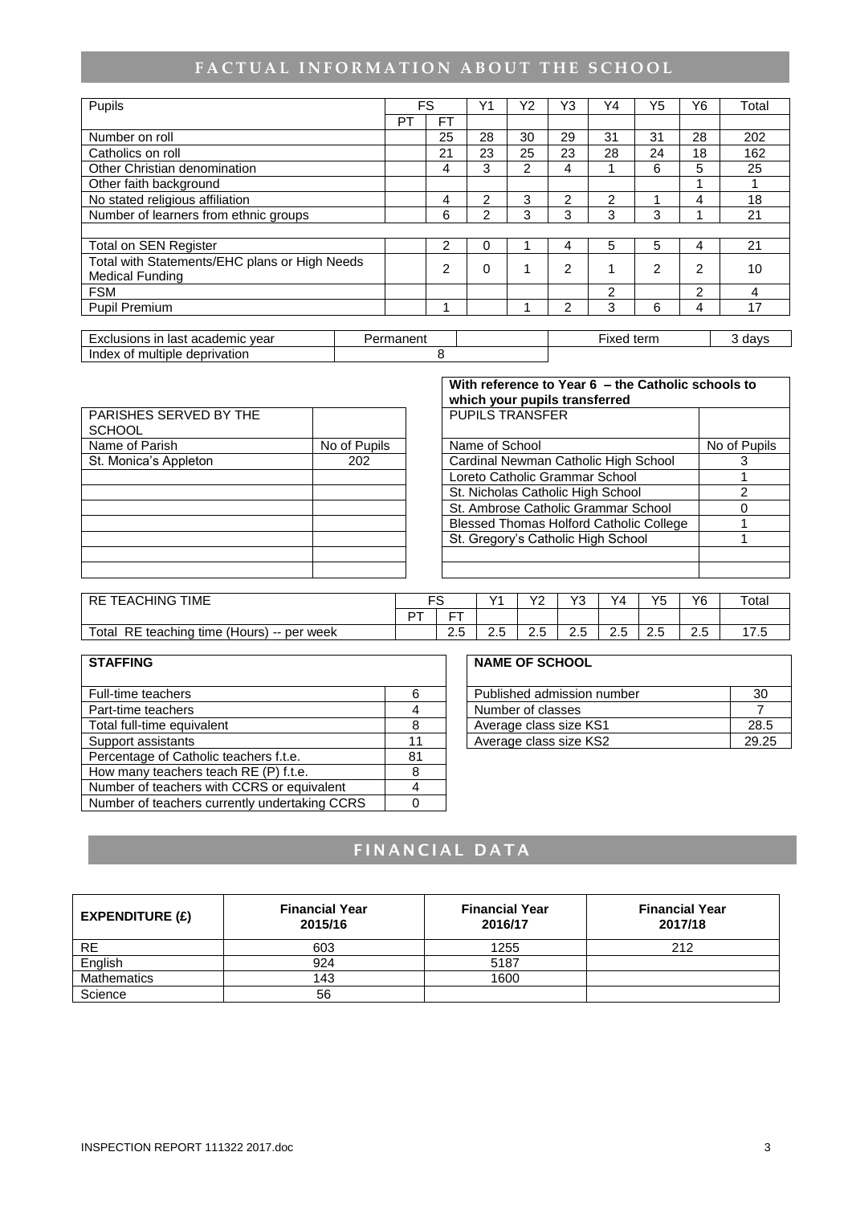## FACTUAL INFORMATION ABOUT THE SCHOOL

| Pupils | FS | | Y1 | Y2 | Y3 | Y4 | Y5 | Y6 | Total |
|---|---|---|---|---|---|---|---|---|---|
| | PT | FT | | | | | | | |
| Number on roll | | 25 | 28 | 30 | 29 | 31 | 31 | 28 | 202 |
| Catholics on roll | | 21 | 23 | 25 | 23 | 28 | 24 | 18 | 162 |
| Other Christian denomination | | 4 | 3 | 2 | 4 | 1 | 6 | 5 | 25 |
| Other faith background | | | | | | | | 1 | 1 |
| No stated religious affiliation | | 4 | 2 | 3 | 2 | 2 | 1 | 4 | 18 |
| Number of learners from ethnic groups | | 6 | 2 | 3 | 3 | 3 | 3 | 1 | 21 |
| | | | | | | | | | |
| Total on SEN Register | | 2 | 0 | 1 | 4 | 5 | 5 | 4 | 21 |
| Total with Statements/EHC plans or High Needs Medical Funding | | 2 | 0 | 1 | 2 | 1 | 2 | 2 | 10 |
| FSM | | | | | | 2 | | 2 | 4 |
| Pupil Premium | | 1 | | 1 | 2 | 3 | 6 | 4 | 17 |

| Exclusions in last academic year | Permanent | | Fixed term | 3 days |
|---|---|---|---|---|
| Index of multiple deprivation | 8 | | | |

| PARISHES SERVED BY THE SCHOOL | |
|---|---|
| Name of Parish | No of Pupils |
| St. Monica's Appleton | 202 |

**With reference to Year 6 – the Catholic schools to which your pupils transferred**

| PUPILS TRANSFER | |
|---|---|
| Name of School | No of Pupils |
| Cardinal Newman Catholic High School | 3 |
| Loreto Catholic Grammar School | 1 |
| St. Nicholas Catholic High School | 2 |
| St. Ambrose Catholic Grammar School | 0 |
| Blessed Thomas Holford Catholic College | 1 |
| St. Gregory's Catholic High School | 1 |

| RE TEACHING TIME | FS | | Y1 | Y2 | Y3 | Y4 | Y5 | Y6 | Total |
|---|---|---|---|---|---|---|---|---|---|
| | PT | FT | | | | | | | |
| Total RE teaching time (Hours) -- per week | | 2.5 | 2.5 | 2.5 | 2.5 | 2.5 | 2.5 | 2.5 | 17.5 |

| STAFFING | |
|---|---|
| Full-time teachers | 6 |
| Part-time teachers | 4 |
| Total full-time equivalent | 8 |
| Support assistants | 11 |
| Percentage of Catholic teachers f.t.e. | 81 |
| How many teachers teach RE (P) f.t.e. | 8 |
| Number of teachers with CCRS or equivalent | 4 |
| Number of teachers currently undertaking CCRS | 0 |

| NAME OF SCHOOL | |
|---|---|
| Published admission number | 30 |
| Number of classes | 7 |
| Average class size KS1 | 28.5 |
| Average class size KS2 | 29.25 |

## FINANCIAL DATA

| EXPENDITURE (£) | Financial Year 2015/16 | Financial Year 2016/17 | Financial Year 2017/18 |
|---|---|---|---|
| RE | 603 | 1255 | 212 |
| English | 924 | 5187 | |
| Mathematics | 143 | 1600 | |
| Science | 56 | | |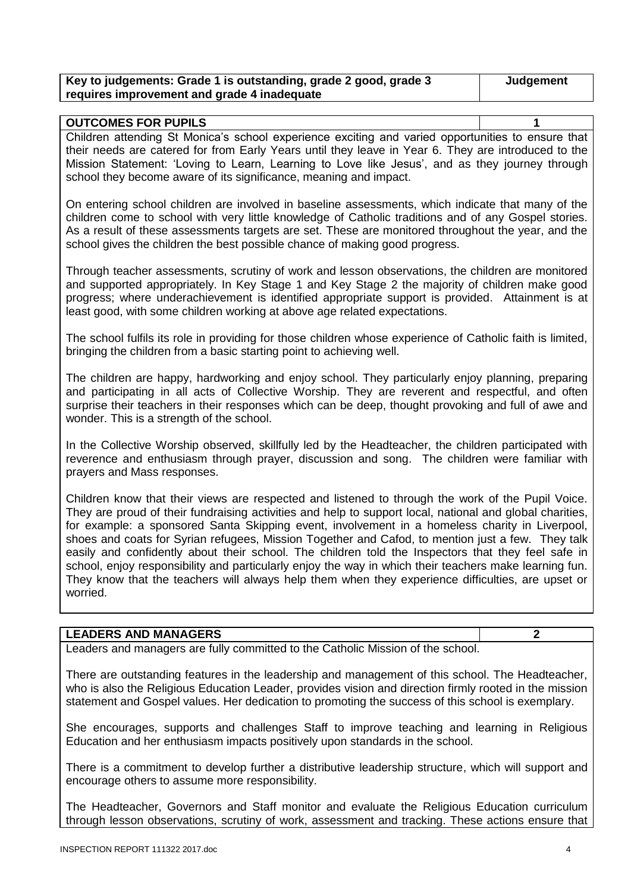| Key to judgements: Grade 1 is outstanding, grade 2 good, grade 3 requires improvement and grade 4 inadequate | Judgement |
|---|---|

| OUTCOMES FOR PUPILS | 1 |
|---|---|

Children attending St Monica's school experience exciting and varied opportunities to ensure that their needs are catered for from Early Years until they leave in Year 6. They are introduced to the Mission Statement: 'Loving to Learn, Learning to Love like Jesus', and as they journey through school they become aware of its significance, meaning and impact.

On entering school children are involved in baseline assessments, which indicate that many of the children come to school with very little knowledge of Catholic traditions and of any Gospel stories. As a result of these assessments targets are set. These are monitored throughout the year, and the school gives the children the best possible chance of making good progress.

Through teacher assessments, scrutiny of work and lesson observations, the children are monitored and supported appropriately. In Key Stage 1 and Key Stage 2 the majority of children make good progress; where underachievement is identified appropriate support is provided. Attainment is at least good, with some children working at above age related expectations.

The school fulfils its role in providing for those children whose experience of Catholic faith is limited, bringing the children from a basic starting point to achieving well.

The children are happy, hardworking and enjoy school. They particularly enjoy planning, preparing and participating in all acts of Collective Worship. They are reverent and respectful, and often surprise their teachers in their responses which can be deep, thought provoking and full of awe and wonder. This is a strength of the school.

In the Collective Worship observed, skillfully led by the Headteacher, the children participated with reverence and enthusiasm through prayer, discussion and song. The children were familiar with prayers and Mass responses.

Children know that their views are respected and listened to through the work of the Pupil Voice. They are proud of their fundraising activities and help to support local, national and global charities, for example: a sponsored Santa Skipping event, involvement in a homeless charity in Liverpool, shoes and coats for Syrian refugees, Mission Together and Cafod, to mention just a few. They talk easily and confidently about their school. The children told the Inspectors that they feel safe in school, enjoy responsibility and particularly enjoy the way in which their teachers make learning fun. They know that the teachers will always help them when they experience difficulties, are upset or worried.

| LEADERS AND MANAGERS | 2 |
|---|---|

Leaders and managers are fully committed to the Catholic Mission of the school.

There are outstanding features in the leadership and management of this school. The Headteacher, who is also the Religious Education Leader, provides vision and direction firmly rooted in the mission statement and Gospel values. Her dedication to promoting the success of this school is exemplary.

She encourages, supports and challenges Staff to improve teaching and learning in Religious Education and her enthusiasm impacts positively upon standards in the school.

There is a commitment to develop further a distributive leadership structure, which will support and encourage others to assume more responsibility.

The Headteacher, Governors and Staff monitor and evaluate the Religious Education curriculum through lesson observations, scrutiny of work, assessment and tracking. These actions ensure that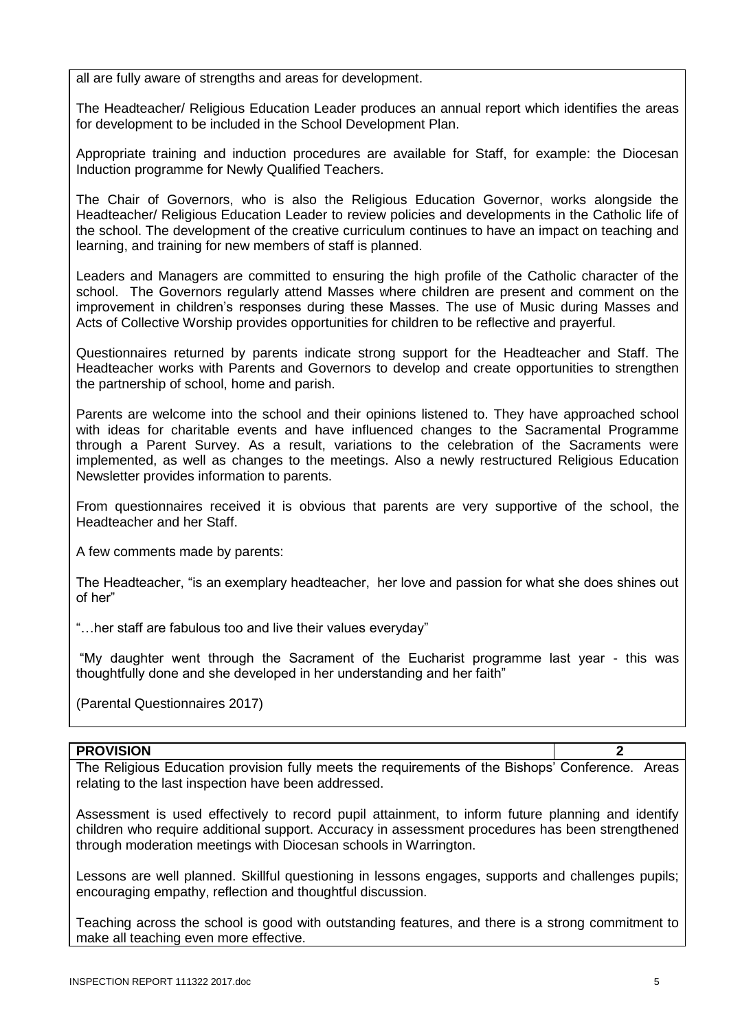all are fully aware of strengths and areas for development.

The Headteacher/ Religious Education Leader produces an annual report which identifies the areas for development to be included in the School Development Plan.

Appropriate training and induction procedures are available for Staff, for example: the Diocesan Induction programme for Newly Qualified Teachers.

The Chair of Governors, who is also the Religious Education Governor, works alongside the Headteacher/ Religious Education Leader to review policies and developments in the Catholic life of the school. The development of the creative curriculum continues to have an impact on teaching and learning, and training for new members of staff is planned.

Leaders and Managers are committed to ensuring the high profile of the Catholic character of the school. The Governors regularly attend Masses where children are present and comment on the improvement in children's responses during these Masses. The use of Music during Masses and Acts of Collective Worship provides opportunities for children to be reflective and prayerful.

Questionnaires returned by parents indicate strong support for the Headteacher and Staff. The Headteacher works with Parents and Governors to develop and create opportunities to strengthen the partnership of school, home and parish.

Parents are welcome into the school and their opinions listened to. They have approached school with ideas for charitable events and have influenced changes to the Sacramental Programme through a Parent Survey. As a result, variations to the celebration of the Sacraments were implemented, as well as changes to the meetings. Also a newly restructured Religious Education Newsletter provides information to parents.

From questionnaires received it is obvious that parents are very supportive of the school, the Headteacher and her Staff.

A few comments made by parents:

The Headteacher, "is an exemplary headteacher, her love and passion for what she does shines out of her"

"…her staff are fabulous too and live their values everyday"

"My daughter went through the Sacrament of the Eucharist programme last year - this was thoughtfully done and she developed in her understanding and her faith"

(Parental Questionnaires 2017)

| **PROVISION** | **2** |
|---|---|

The Religious Education provision fully meets the requirements of the Bishops' Conference. Areas relating to the last inspection have been addressed.

Assessment is used effectively to record pupil attainment, to inform future planning and identify children who require additional support. Accuracy in assessment procedures has been strengthened through moderation meetings with Diocesan schools in Warrington.

Lessons are well planned. Skillful questioning in lessons engages, supports and challenges pupils; encouraging empathy, reflection and thoughtful discussion.

Teaching across the school is good with outstanding features, and there is a strong commitment to make all teaching even more effective.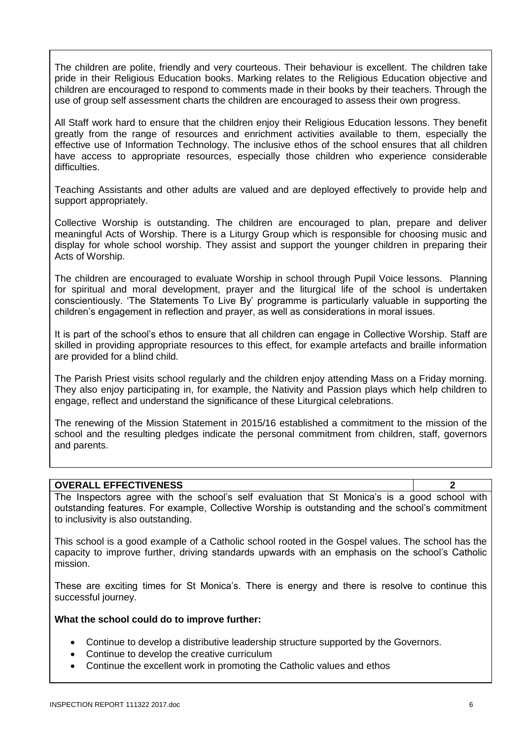The children are polite, friendly and very courteous. Their behaviour is excellent. The children take pride in their Religious Education books. Marking relates to the Religious Education objective and children are encouraged to respond to comments made in their books by their teachers. Through the use of group self assessment charts the children are encouraged to assess their own progress.

All Staff work hard to ensure that the children enjoy their Religious Education lessons. They benefit greatly from the range of resources and enrichment activities available to them, especially the effective use of Information Technology. The inclusive ethos of the school ensures that all children have access to appropriate resources, especially those children who experience considerable difficulties.

Teaching Assistants and other adults are valued and are deployed effectively to provide help and support appropriately.

Collective Worship is outstanding. The children are encouraged to plan, prepare and deliver meaningful Acts of Worship. There is a Liturgy Group which is responsible for choosing music and display for whole school worship. They assist and support the younger children in preparing their Acts of Worship.

The children are encouraged to evaluate Worship in school through Pupil Voice lessons. Planning for spiritual and moral development, prayer and the liturgical life of the school is undertaken conscientiously. 'The Statements To Live By' programme is particularly valuable in supporting the children's engagement in reflection and prayer, as well as considerations in moral issues.

It is part of the school's ethos to ensure that all children can engage in Collective Worship. Staff are skilled in providing appropriate resources to this effect, for example artefacts and braille information are provided for a blind child.

The Parish Priest visits school regularly and the children enjoy attending Mass on a Friday morning. They also enjoy participating in, for example, the Nativity and Passion plays which help children to engage, reflect and understand the significance of these Liturgical celebrations.

The renewing of the Mission Statement in 2015/16 established a commitment to the mission of the school and the resulting pledges indicate the personal commitment from children, staff, governors and parents.

| **OVERALL EFFECTIVENESS** | **2** |
|---|---|

The Inspectors agree with the school's self evaluation that St Monica's is a good school with outstanding features. For example, Collective Worship is outstanding and the school's commitment to inclusivity is also outstanding.

This school is a good example of a Catholic school rooted in the Gospel values. The school has the capacity to improve further, driving standards upwards with an emphasis on the school's Catholic mission.

These are exciting times for St Monica's. There is energy and there is resolve to continue this successful journey.

**What the school could do to improve further:**

- Continue to develop a distributive leadership structure supported by the Governors.
- Continue to develop the creative curriculum
- Continue the excellent work in promoting the Catholic values and ethos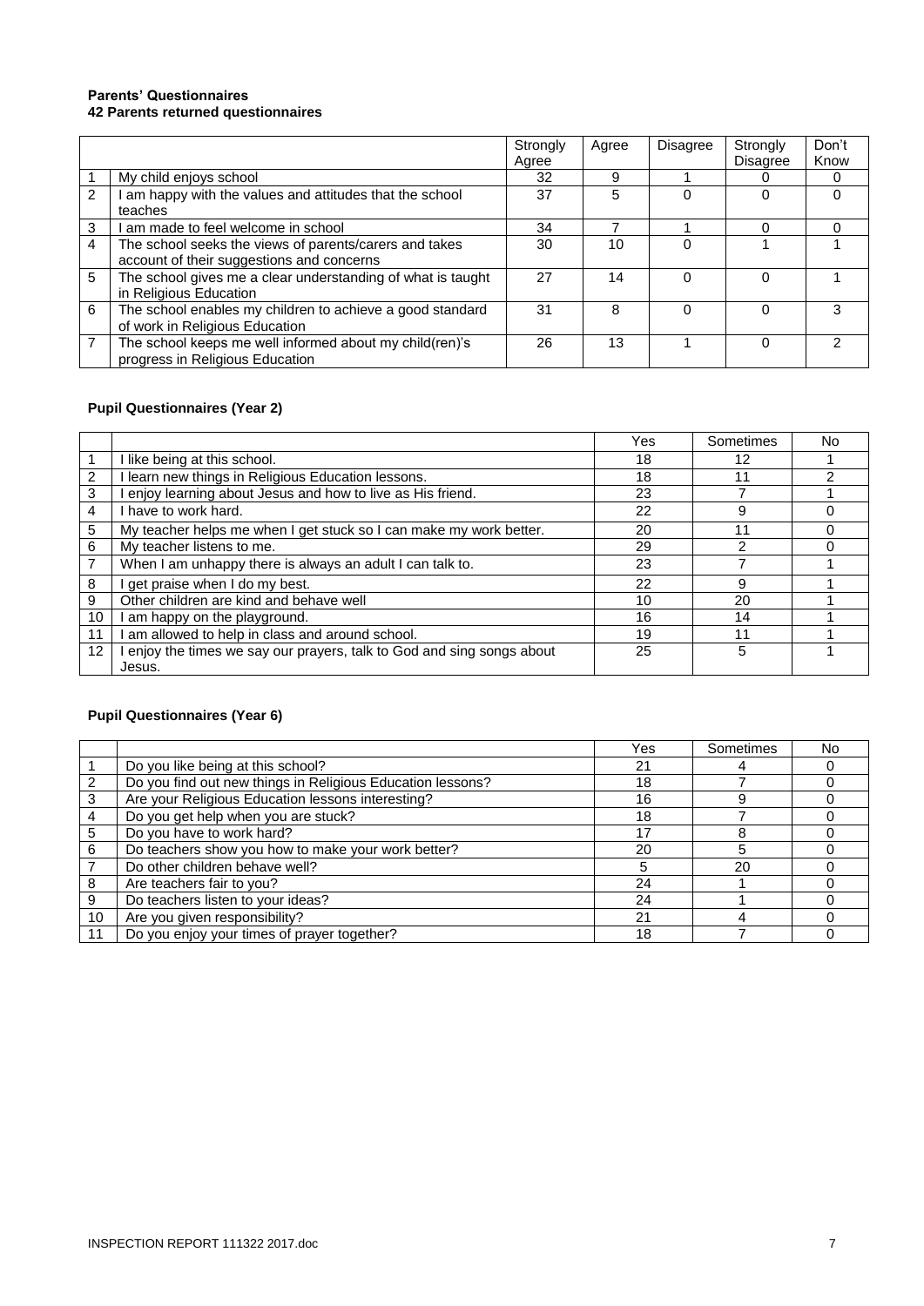**Parents' Questionnaires**
**42 Parents returned questionnaires**

| | | Strongly Agree | Agree | Disagree | Strongly Disagree | Don't Know |
|---|---|---|---|---|---|---|
| 1 | My child enjoys school | 32 | 9 | 1 | 0 | 0 |
| 2 | I am happy with the values and attitudes that the school teaches | 37 | 5 | 0 | 0 | 0 |
| 3 | I am made to feel welcome in school | 34 | 7 | 1 | 0 | 0 |
| 4 | The school seeks the views of parents/carers and takes account of their suggestions and concerns | 30 | 10 | 0 | 1 | 1 |
| 5 | The school gives me a clear understanding of what is taught in Religious Education | 27 | 14 | 0 | 0 | 1 |
| 6 | The school enables my children to achieve a good standard of work in Religious Education | 31 | 8 | 0 | 0 | 3 |
| 7 | The school keeps me well informed about my child(ren)'s progress in Religious Education | 26 | 13 | 1 | 0 | 2 |

**Pupil Questionnaires (Year 2)**

| | | Yes | Sometimes | No |
|---|---|---|---|---|
| 1 | I like being at this school. | 18 | 12 | 1 |
| 2 | I learn new things in Religious Education lessons. | 18 | 11 | 2 |
| 3 | I enjoy learning about Jesus and how to live as His friend. | 23 | 7 | 1 |
| 4 | I have to work hard. | 22 | 9 | 0 |
| 5 | My teacher helps me when I get stuck so I can make my work better. | 20 | 11 | 0 |
| 6 | My teacher listens to me. | 29 | 2 | 0 |
| 7 | When I am unhappy there is always an adult I can talk to. | 23 | 7 | 1 |
| 8 | I get praise when I do my best. | 22 | 9 | 1 |
| 9 | Other children are kind and behave well | 10 | 20 | 1 |
| 10 | I am happy on the playground. | 16 | 14 | 1 |
| 11 | I am allowed to help in class and around school. | 19 | 11 | 1 |
| 12 | I enjoy the times we say our prayers, talk to God and sing songs about Jesus. | 25 | 5 | 1 |

**Pupil Questionnaires (Year 6)**

| | | Yes | Sometimes | No |
|---|---|---|---|---|
| 1 | Do you like being at this school? | 21 | 4 | 0 |
| 2 | Do you find out new things in Religious Education lessons? | 18 | 7 | 0 |
| 3 | Are your Religious Education lessons interesting? | 16 | 9 | 0 |
| 4 | Do you get help when you are stuck? | 18 | 7 | 0 |
| 5 | Do you have to work hard? | 17 | 8 | 0 |
| 6 | Do teachers show you how to make your work better? | 20 | 5 | 0 |
| 7 | Do other children behave well? | 5 | 20 | 0 |
| 8 | Are teachers fair to you? | 24 | 1 | 0 |
| 9 | Do teachers listen to your ideas? | 24 | 1 | 0 |
| 10 | Are you given responsibility? | 21 | 4 | 0 |
| 11 | Do you enjoy your times of prayer together? | 18 | 7 | 0 |